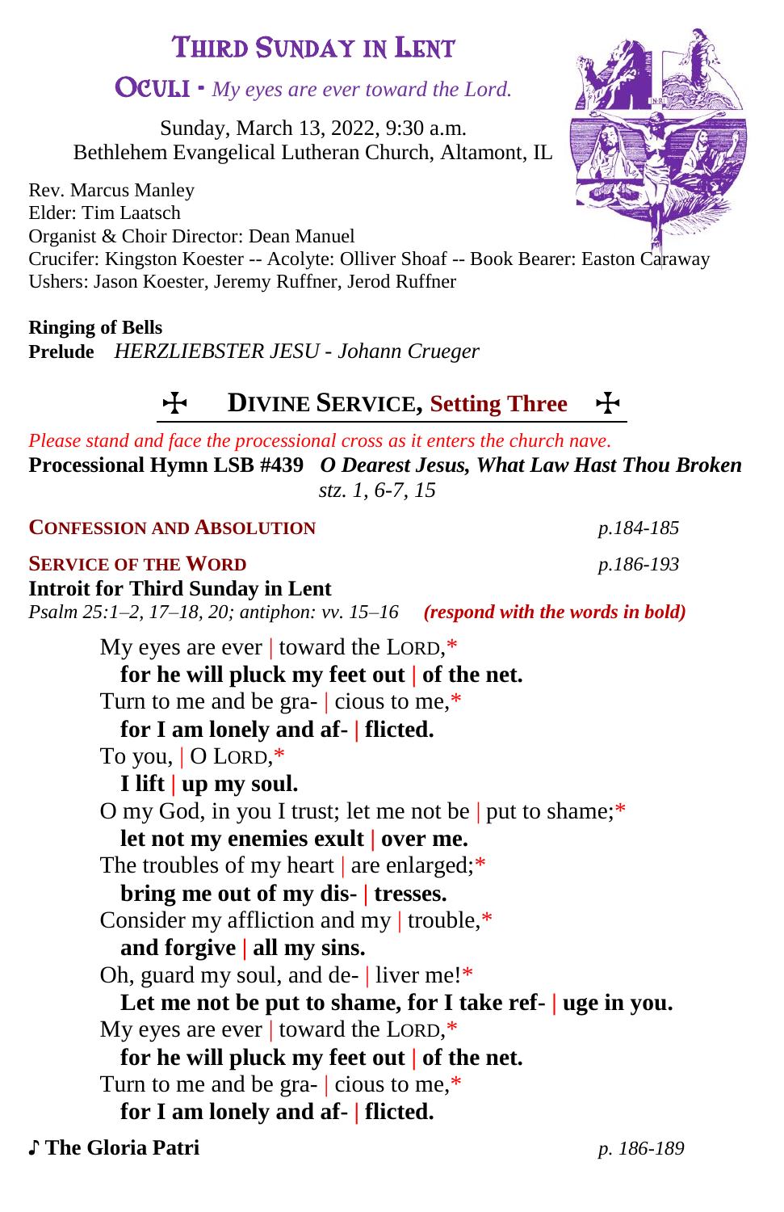# THIRD SUNDAY IN LENT

## OCULI · *My eyes are ever toward the Lord.*

Sunday, March 13, 2022, 9:30 a.m.
Bethlehem Evangelical Lutheran Church, Altamont, IL

Rev. Marcus Manley
Elder: Tim Laatsch
Organist & Choir Director: Dean Manuel
Crucifer: Kingston Koester -- Acolyte: Olliver Shoaf -- Book Bearer: Easton Caraway
Ushers: Jason Koester, Jeremy Ruffner, Jerod Ruffner

**Ringing of Bells**
**Prelude** *HERZLIEBSTER JESU - Johann Crueger*

## ✠ DIVINE SERVICE, Setting Three ✠

*Please stand and face the processional cross as it enters the church nave.*
**Processional Hymn LSB #439** ***O Dearest Jesus, What Law Hast Thou Broken***
*stz. 1, 6-7, 15*

**CONFESSION AND ABSOLUTION** *p.184-185*

**SERVICE OF THE WORD** *p.186-193*

**Introit for Third Sunday in Lent**
*Psalm 25:1–2, 17–18, 20; antiphon: vv. 15–16* ***(respond with the words in bold)***

My eyes are ever | toward the LORD,*
**for he will pluck my feet out | of the net.**
Turn to me and be gra- | cious to me,*
**for I am lonely and af- | flicted.**
To you, | O LORD,*
**I lift | up my soul.**
O my God, in you I trust; let me not be | put to shame;*
**let not my enemies exult | over me.**
The troubles of my heart | are enlarged;*
**bring me out of my dis- | tresses.**
Consider my affliction and my | trouble,*
**and forgive | all my sins.**
Oh, guard my soul, and de- | liver me!*
**Let me not be put to shame, for I take ref- | uge in you.**
My eyes are ever | toward the LORD,*
**for he will pluck my feet out | of the net.**
Turn to me and be gra- | cious to me,*
**for I am lonely and af- | flicted.**

**♪ The Gloria Patri** *p. 186-189*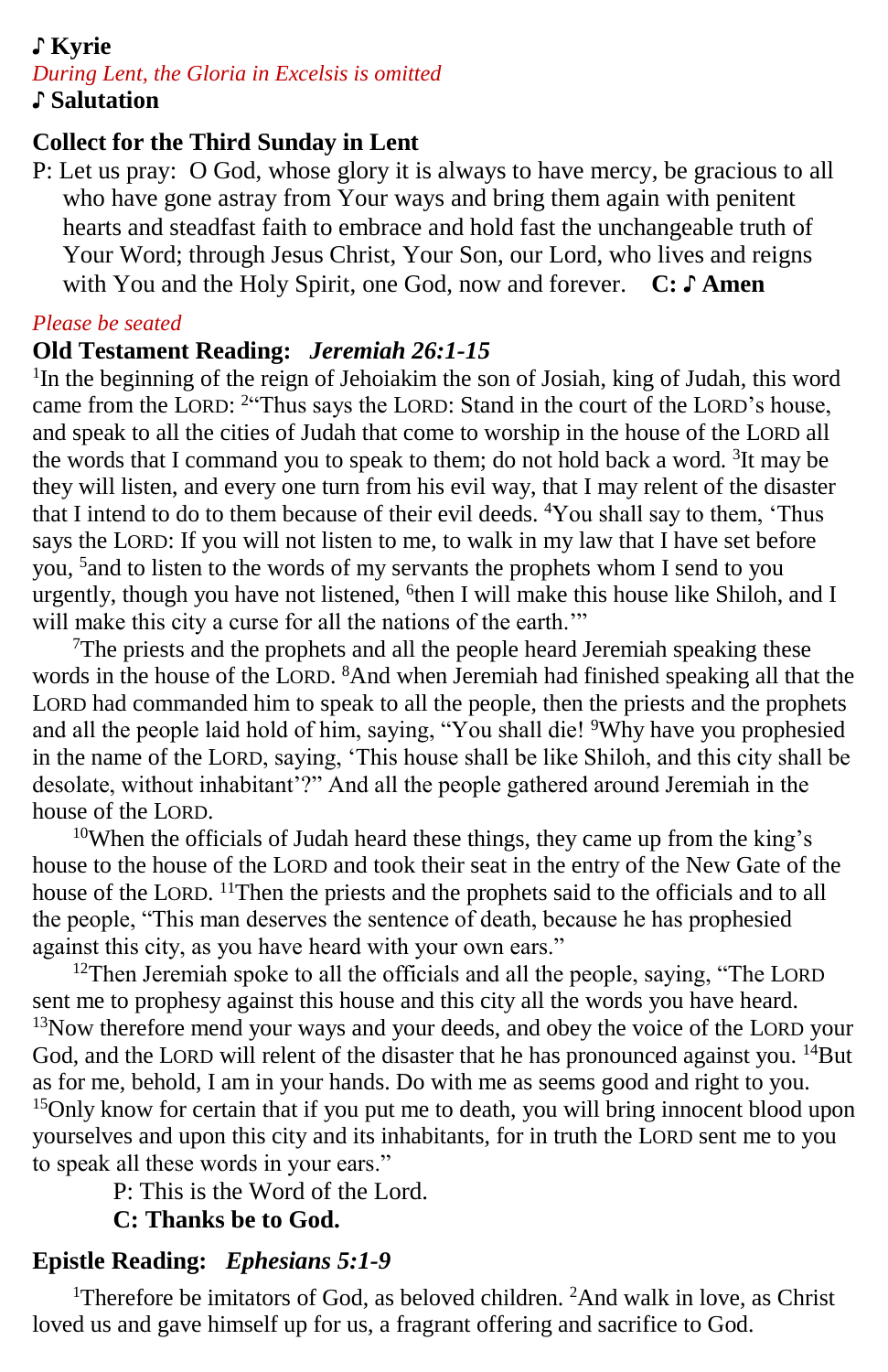**♪ Kyrie**

*During Lent, the Gloria in Excelsis is omitted*

**♪ Salutation**

## Collect for the Third Sunday in Lent

P: Let us pray: O God, whose glory it is always to have mercy, be gracious to all who have gone astray from Your ways and bring them again with penitent hearts and steadfast faith to embrace and hold fast the unchangeable truth of Your Word; through Jesus Christ, Your Son, our Lord, who lives and reigns with You and the Holy Spirit, one God, now and forever. **C: ♪ Amen**

*Please be seated*

## Old Testament Reading: *Jeremiah 26:1-15*

[1]In the beginning of the reign of Jehoiakim the son of Josiah, king of Judah, this word came from the LORD: [2]"Thus says the LORD: Stand in the court of the LORD's house, and speak to all the cities of Judah that come to worship in the house of the LORD all the words that I command you to speak to them; do not hold back a word. [3]It may be they will listen, and every one turn from his evil way, that I may relent of the disaster that I intend to do to them because of their evil deeds. [4]You shall say to them, 'Thus says the LORD: If you will not listen to me, to walk in my law that I have set before you, [5]and to listen to the words of my servants the prophets whom I send to you urgently, though you have not listened, [6]then I will make this house like Shiloh, and I will make this city a curse for all the nations of the earth.'"

[7]The priests and the prophets and all the people heard Jeremiah speaking these words in the house of the LORD. [8]And when Jeremiah had finished speaking all that the LORD had commanded him to speak to all the people, then the priests and the prophets and all the people laid hold of him, saying, "You shall die! [9]Why have you prophesied in the name of the LORD, saying, 'This house shall be like Shiloh, and this city shall be desolate, without inhabitant'?" And all the people gathered around Jeremiah in the house of the LORD.

[10]When the officials of Judah heard these things, they came up from the king's house to the house of the LORD and took their seat in the entry of the New Gate of the house of the LORD. [11]Then the priests and the prophets said to the officials and to all the people, "This man deserves the sentence of death, because he has prophesied against this city, as you have heard with your own ears."

[12]Then Jeremiah spoke to all the officials and all the people, saying, "The LORD sent me to prophesy against this house and this city all the words you have heard. [13]Now therefore mend your ways and your deeds, and obey the voice of the LORD your God, and the LORD will relent of the disaster that he has pronounced against you. [14]But as for me, behold, I am in your hands. Do with me as seems good and right to you. [15]Only know for certain that if you put me to death, you will bring innocent blood upon yourselves and upon this city and its inhabitants, for in truth the LORD sent me to you to speak all these words in your ears."

P: This is the Word of the Lord.
**C: Thanks be to God.**

## Epistle Reading: *Ephesians 5:1-9*

[1]Therefore be imitators of God, as beloved children. [2]And walk in love, as Christ loved us and gave himself up for us, a fragrant offering and sacrifice to God.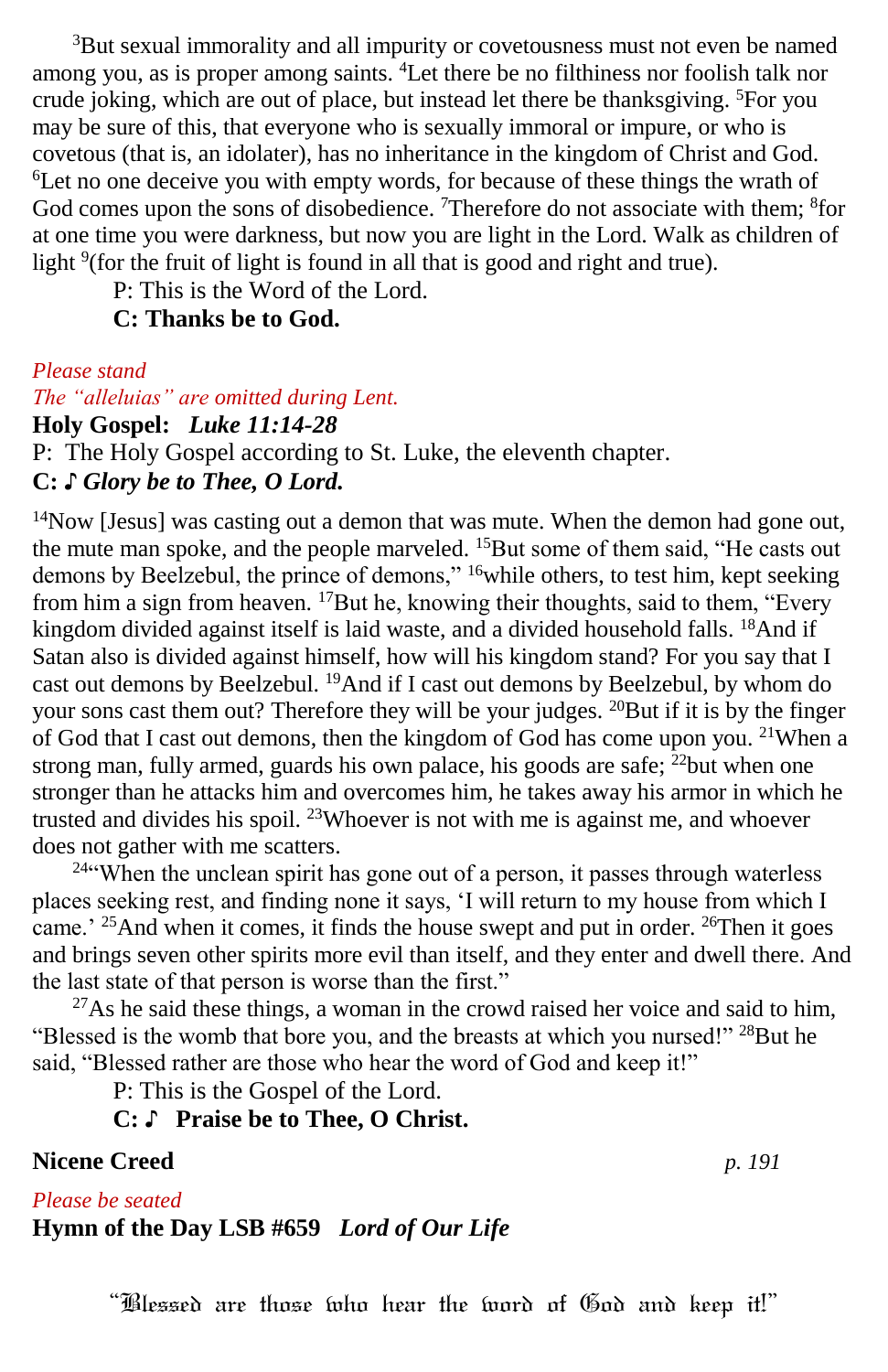[3]But sexual immorality and all impurity or covetousness must not even be named among you, as is proper among saints. [4]Let there be no filthiness nor foolish talk nor crude joking, which are out of place, but instead let there be thanksgiving. [5]For you may be sure of this, that everyone who is sexually immoral or impure, or who is covetous (that is, an idolater), has no inheritance in the kingdom of Christ and God. [6]Let no one deceive you with empty words, for because of these things the wrath of God comes upon the sons of disobedience. [7]Therefore do not associate with them; [8]for at one time you were darkness, but now you are light in the Lord. Walk as children of light [9](for the fruit of light is found in all that is good and right and true).

P: This is the Word of the Lord.

**C: Thanks be to God.**

*Please stand*

*The "alleluias" are omitted during Lent.*

**Holy Gospel:** ***Luke 11:14-28***

P: The Holy Gospel according to St. Luke, the eleventh chapter.

**C: ♪ *Glory be to Thee, O Lord.***

[14]Now [Jesus] was casting out a demon that was mute. When the demon had gone out, the mute man spoke, and the people marveled. [15]But some of them said, "He casts out demons by Beelzebul, the prince of demons," [16]while others, to test him, kept seeking from him a sign from heaven. [17]But he, knowing their thoughts, said to them, "Every kingdom divided against itself is laid waste, and a divided household falls. [18]And if Satan also is divided against himself, how will his kingdom stand? For you say that I cast out demons by Beelzebul. [19]And if I cast out demons by Beelzebul, by whom do your sons cast them out? Therefore they will be your judges. [20]But if it is by the finger of God that I cast out demons, then the kingdom of God has come upon you. [21]When a strong man, fully armed, guards his own palace, his goods are safe; [22]but when one stronger than he attacks him and overcomes him, he takes away his armor in which he trusted and divides his spoil. [23]Whoever is not with me is against me, and whoever does not gather with me scatters.

[24]"When the unclean spirit has gone out of a person, it passes through waterless places seeking rest, and finding none it says, 'I will return to my house from which I came.' [25]And when it comes, it finds the house swept and put in order. [26]Then it goes and brings seven other spirits more evil than itself, and they enter and dwell there. And the last state of that person is worse than the first."

[27]As he said these things, a woman in the crowd raised her voice and said to him, "Blessed is the womb that bore you, and the breasts at which you nursed!" [28]But he said, "Blessed rather are those who hear the word of God and keep it!"

P: This is the Gospel of the Lord.

**C: ♪ Praise be to Thee, O Christ.**

**Nicene Creed** *p. 191*

*Please be seated*

**Hymn of the Day LSB #659** ***Lord of Our Life***

"Blessed are those who hear the word of God and keep it!"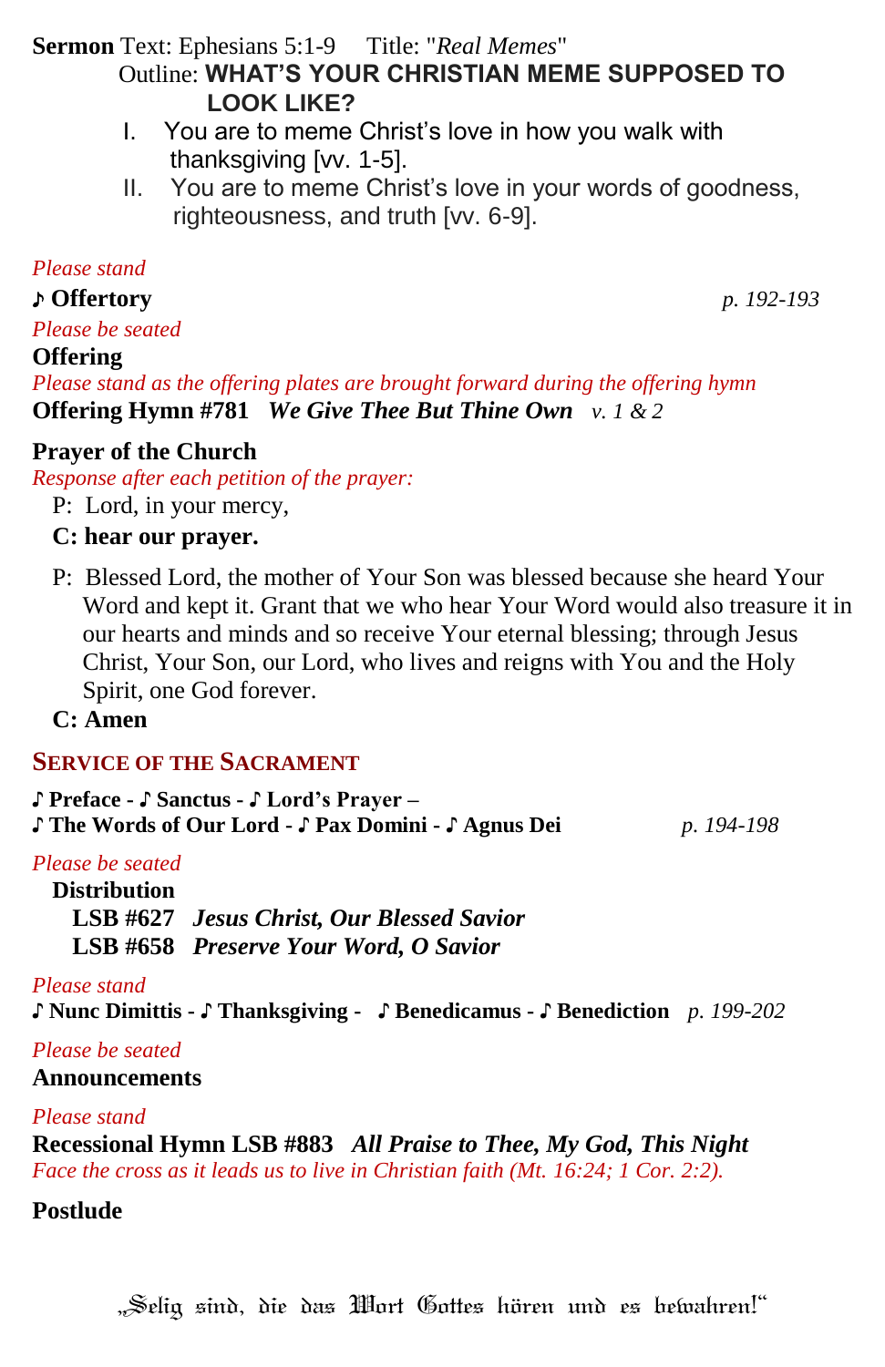**Sermon** Text: Ephesians 5:1-9 Title: "*Real Memes*"

Outline: **WHAT'S YOUR CHRISTIAN MEME SUPPOSED TO LOOK LIKE?**

I. You are to meme Christ's love in how you walk with thanksgiving [vv. 1-5].

II. You are to meme Christ's love in your words of goodness, righteousness, and truth [vv. 6-9].

*Please stand*

**♪ Offertory** *p. 192-193*

*Please be seated*

**Offering**

*Please stand as the offering plates are brought forward during the offering hymn*

**Offering Hymn #781** ***We Give Thee But Thine Own*** *v. 1 & 2*

**Prayer of the Church**

*Response after each petition of the prayer:*

P: Lord, in your mercy,

**C: hear our prayer.**

P: Blessed Lord, the mother of Your Son was blessed because she heard Your Word and kept it. Grant that we who hear Your Word would also treasure it in our hearts and minds and so receive Your eternal blessing; through Jesus Christ, Your Son, our Lord, who lives and reigns with You and the Holy Spirit, one God forever.

**C: Amen**

## SERVICE OF THE SACRAMENT

**♪ Preface - ♪ Sanctus - ♪ Lord's Prayer – ♪ The Words of Our Lord - ♪ Pax Domini - ♪ Agnus Dei** *p. 194-198*

*Please be seated*

**Distribution**

**LSB #627** ***Jesus Christ, Our Blessed Savior***

**LSB #658** ***Preserve Your Word, O Savior***

*Please stand*

**♪ Nunc Dimittis - ♪ Thanksgiving - ♪ Benedicamus - ♪ Benediction** *p. 199-202*

*Please be seated*

**Announcements**

*Please stand*

**Recessional Hymn LSB #883** ***All Praise to Thee, My God, This Night***

*Face the cross as it leads us to live in Christian faith (Mt. 16:24; 1 Cor. 2:2).*

**Postlude**

„Selig sind, die das Wort Gottes hören und es bewahren!"